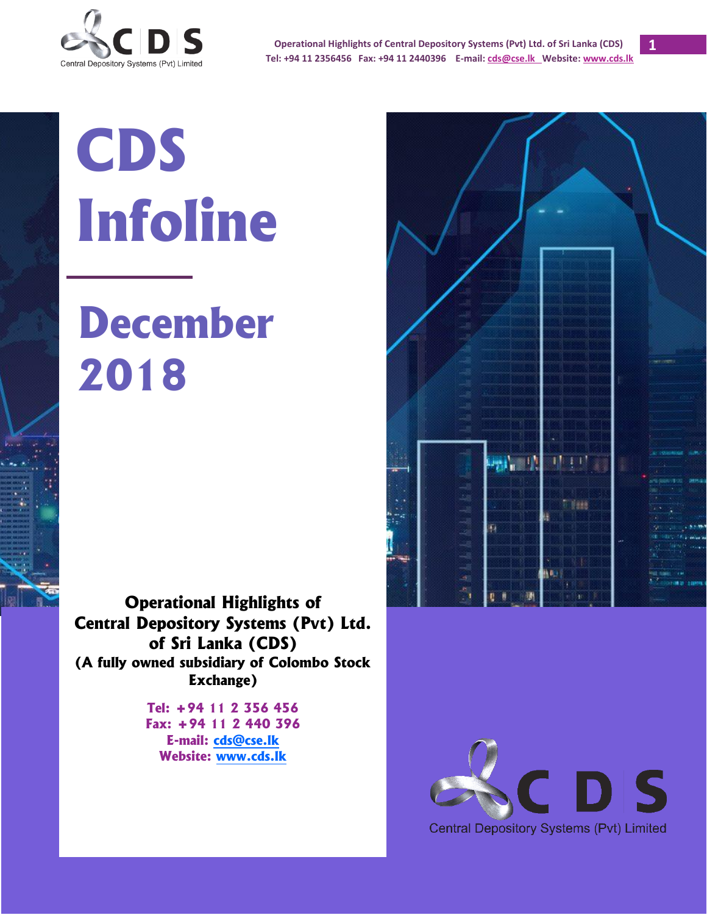# CDS Infoline

## December 2018

**Operational Highlights of Central Depository Systems (Pvt) Ltd. of Sri Lanka (CDS)**

**(A fully owned subsidiary of Colombo Stock Exchange)**

**Tel: +94 11 2 356 456**
**Fax: +94 11 2 440 396**
**E-mail: cds@cse.lk**
**Website: www.cds.lk**

CDS
Central Depository Systems (Pvt) Limited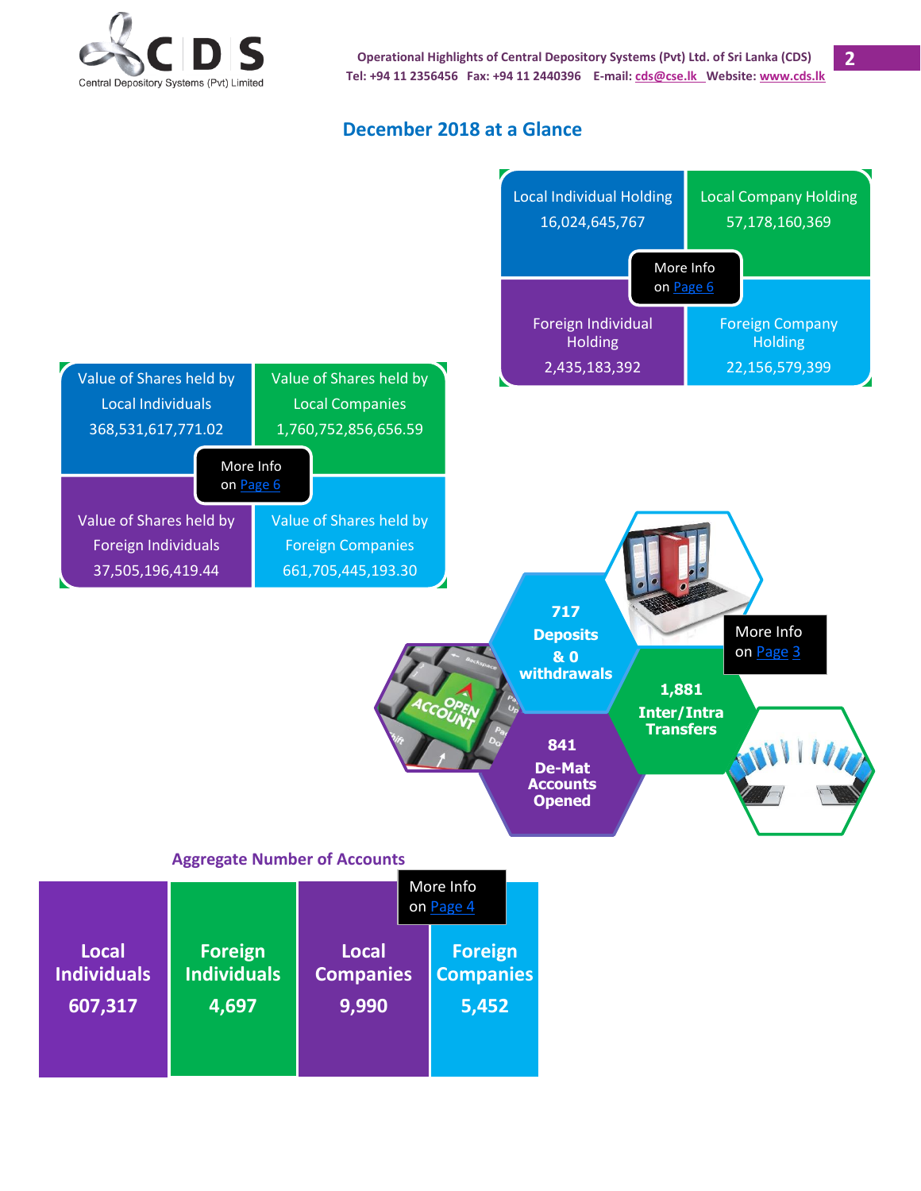# December 2018 at a Glance

| Local Individual Holding | Local Company Holding |
|---|---|
| 16,024,645,767 | 57,178,160,369 |
| **Foreign Individual Holding** | **Foreign Company Holding** |
| 2,435,183,392 | 22,156,579,399 |

More Info on Page 6

| Value of Shares held by Local Individuals | Value of Shares held by Local Companies |
|---|---|
| 368,531,617,771.02 | 1,760,752,856,656.59 |
| **Value of Shares held by Foreign Individuals** | **Value of Shares held by Foreign Companies** |
| 37,505,196,419.44 | 661,705,445,193.30 |

More Info on Page 6

**717 Deposits & 0 withdrawals**

**1,881 Inter/Intra Transfers**

**841 De-Mat Accounts Opened**

More Info on Page 3

## Aggregate Number of Accounts

| Local Individuals | Foreign Individuals | Local Companies | Foreign Companies |
|---|---|---|---|
| 607,317 | 4,697 | 9,990 | 5,452 |

More Info on Page 4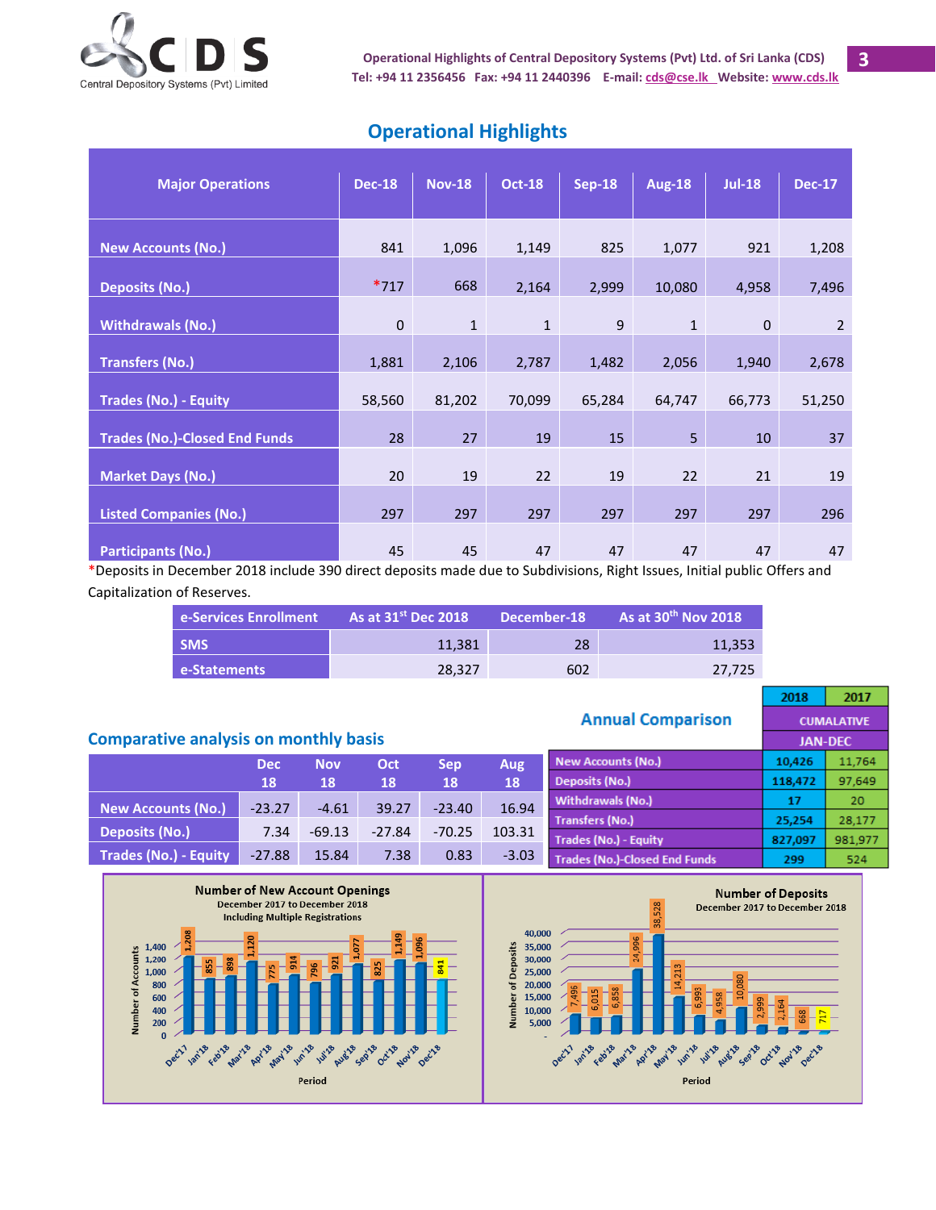## Operational Highlights

| Major Operations | Dec-18 | Nov-18 | Oct-18 | Sep-18 | Aug-18 | Jul-18 | Dec-17 |
|---|---|---|---|---|---|---|---|
| New Accounts (No.) | 841 | 1,096 | 1,149 | 825 | 1,077 | 921 | 1,208 |
| Deposits (No.) | *717 | 668 | 2,164 | 2,999 | 10,080 | 4,958 | 7,496 |
| Withdrawals (No.) | 0 | 1 | 1 | 9 | 1 | 0 | 2 |
| Transfers (No.) | 1,881 | 2,106 | 2,787 | 1,482 | 2,056 | 1,940 | 2,678 |
| Trades (No.) - Equity | 58,560 | 81,202 | 70,099 | 65,284 | 64,747 | 66,773 | 51,250 |
| Trades (No.)-Closed End Funds | 28 | 27 | 19 | 15 | 5 | 10 | 37 |
| Market Days (No.) | 20 | 19 | 22 | 19 | 22 | 21 | 19 |
| Listed Companies (No.) | 297 | 297 | 297 | 297 | 297 | 297 | 296 |
| Participants (No.) | 45 | 45 | 47 | 47 | 47 | 47 | 47 |

*Deposits in December 2018 include 390 direct deposits made due to Subdivisions, Right Issues, Initial public Offers and Capitalization of Reserves.

| e-Services Enrollment | As at 31st Dec 2018 | December-18 | As at 30th Nov 2018 |
|---|---|---|---|
| SMS | 11,381 | 28 | 11,353 |
| e-Statements | 28,327 | 602 | 27,725 |

### Annual Comparison

| | 2018 | 2017 |
|---|---|---|
| | CUMALATIVE | |
| | JAN-DEC | |
| New Accounts (No.) | 10,426 | 11,764 |
| Deposits (No.) | 118,472 | 97,649 |
| Withdrawals (No.) | 17 | 20 |
| Transfers (No.) | 25,254 | 28,177 |
| Trades (No.) - Equity | 827,097 | 981,977 |
| Trades (No.)-Closed End Funds | 299 | 524 |

### Comparative analysis on monthly basis

| | Dec 18 | Nov 18 | Oct 18 | Sep 18 | Aug 18 |
|---|---|---|---|---|---|
| New Accounts (No.) | -23.27 | -4.61 | 39.27 | -23.40 | 16.94 |
| Deposits (No.) | 7.34 | -69.13 | -27.84 | -70.25 | 103.31 |
| Trades (No.) - Equity | -27.88 | 15.84 | 7.38 | 0.83 | -3.03 |

**Number of New Account Openings**
December 2017 to December 2018
Including Multiple Registrations

| Period | Dec'17 | Jan'18 | Feb'18 | Mar'18 | Apr'18 | May'18 | Jun'18 | Jul'18 | Aug'18 | Sep'18 | Oct'18 | Nov'18 | Dec'18 |
|---|---|---|---|---|---|---|---|---|---|---|---|---|---|
| Number of Accounts | 1,208 | 855 | 898 | 1,120 | 775 | 914 | 796 | 921 | 1,077 | 825 | 1,149 | 1,096 | 841 |

**Number of Deposits**
December 2017 to December 2018

| Period | Dec'17 | Jan'18 | Feb'18 | Mar'18 | Apr'18 | May'18 | Jun'18 | Jul'18 | Aug'18 | Sep'18 | Oct'18 | Nov'18 | Dec'18 |
|---|---|---|---|---|---|---|---|---|---|---|---|---|---|
| Number of Deposits | 7,496 | 6,015 | 6,858 | 24,996 | 38,528 | 14,213 | 6,993 | 4,958 | 10,080 | 2,999 | 2,164 | 668 | 717 |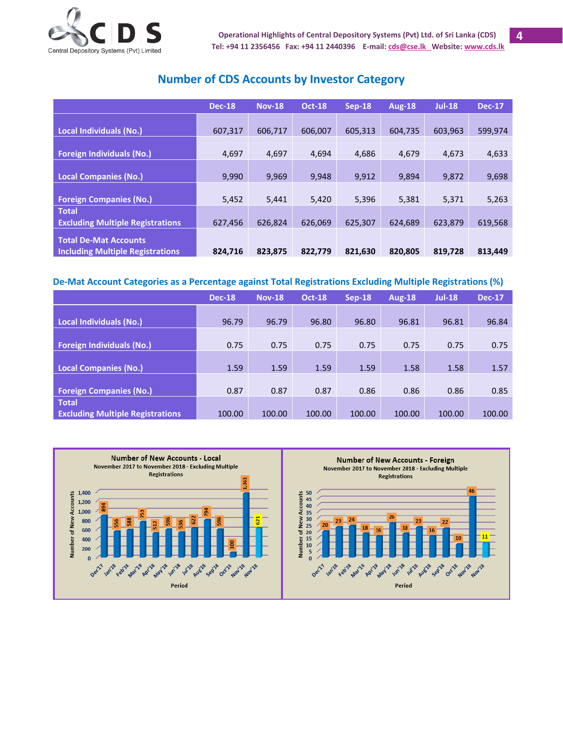## Number of CDS Accounts by Investor Category

| | Dec-18 | Nov-18 | Oct-18 | Sep-18 | Aug-18 | Jul-18 | Dec-17 |
|---|---|---|---|---|---|---|---|
| Local Individuals (No.) | 607,317 | 606,717 | 606,007 | 605,313 | 604,735 | 603,963 | 599,974 |
| Foreign Individuals (No.) | 4,697 | 4,697 | 4,694 | 4,686 | 4,679 | 4,673 | 4,633 |
| Local Companies (No.) | 9,990 | 9,969 | 9,948 | 9,912 | 9,894 | 9,872 | 9,698 |
| Foreign Companies (No.) | 5,452 | 5,441 | 5,420 | 5,396 | 5,381 | 5,371 | 5,263 |
| Total Excluding Multiple Registrations | 627,456 | 626,824 | 626,069 | 625,307 | 624,689 | 623,879 | 619,568 |
| **Total De-Mat Accounts Including Multiple Registrations** | **824,716** | **823,875** | **822,779** | **821,630** | **820,805** | **819,728** | **813,449** |

### De-Mat Account Categories as a Percentage against Total Registrations Excluding Multiple Registrations (%)

| | Dec-18 | Nov-18 | Oct-18 | Sep-18 | Aug-18 | Jul-18 | Dec-17 |
|---|---|---|---|---|---|---|---|
| Local Individuals (No.) | 96.79 | 96.79 | 96.80 | 96.80 | 96.81 | 96.81 | 96.84 |
| Foreign Individuals (No.) | 0.75 | 0.75 | 0.75 | 0.75 | 0.75 | 0.75 | 0.75 |
| Local Companies (No.) | 1.59 | 1.59 | 1.59 | 1.59 | 1.58 | 1.58 | 1.57 |
| Foreign Companies (No.) | 0.87 | 0.87 | 0.87 | 0.86 | 0.86 | 0.86 | 0.85 |
| Total Excluding Multiple Registrations | 100.00 | 100.00 | 100.00 | 100.00 | 100.00 | 100.00 | 100.00 |

**Number of New Accounts - Local**
November 2017 to November 2018 - Excluding Multiple Registrations

| Period | Dec'17 | Jan'18 | Feb'18 | Mar'18 | Apr'18 | May'18 | Jun'18 | Jul'18 | Aug'18 | Sep'18 | Oct'18 | Nov'18 | Nov'18 |
|---|---|---|---|---|---|---|---|---|---|---|---|---|---|
| Number of New Accounts | 894 | 556 | 588 | 753 | 512 | 596 | 536 | 622 | 794 | 596 | 100 | 1,361 | 621 |

**Number of New Accounts - Foreign**
November 2017 to November 2018 - Excluding Multiple Registrations

| Period | Dec'17 | Jan'18 | Feb'18 | Mar'18 | Apr'18 | May'18 | Jun'18 | Jul'18 | Aug'18 | Sep'18 | Oct'18 | Nov'18 | Nov'18 |
|---|---|---|---|---|---|---|---|---|---|---|---|---|---|
| Number of New Accounts | 20 | 23 | 24 | 18 | 16 | 26 | 18 | 23 | 16 | 22 | 10 | 46 | 11 |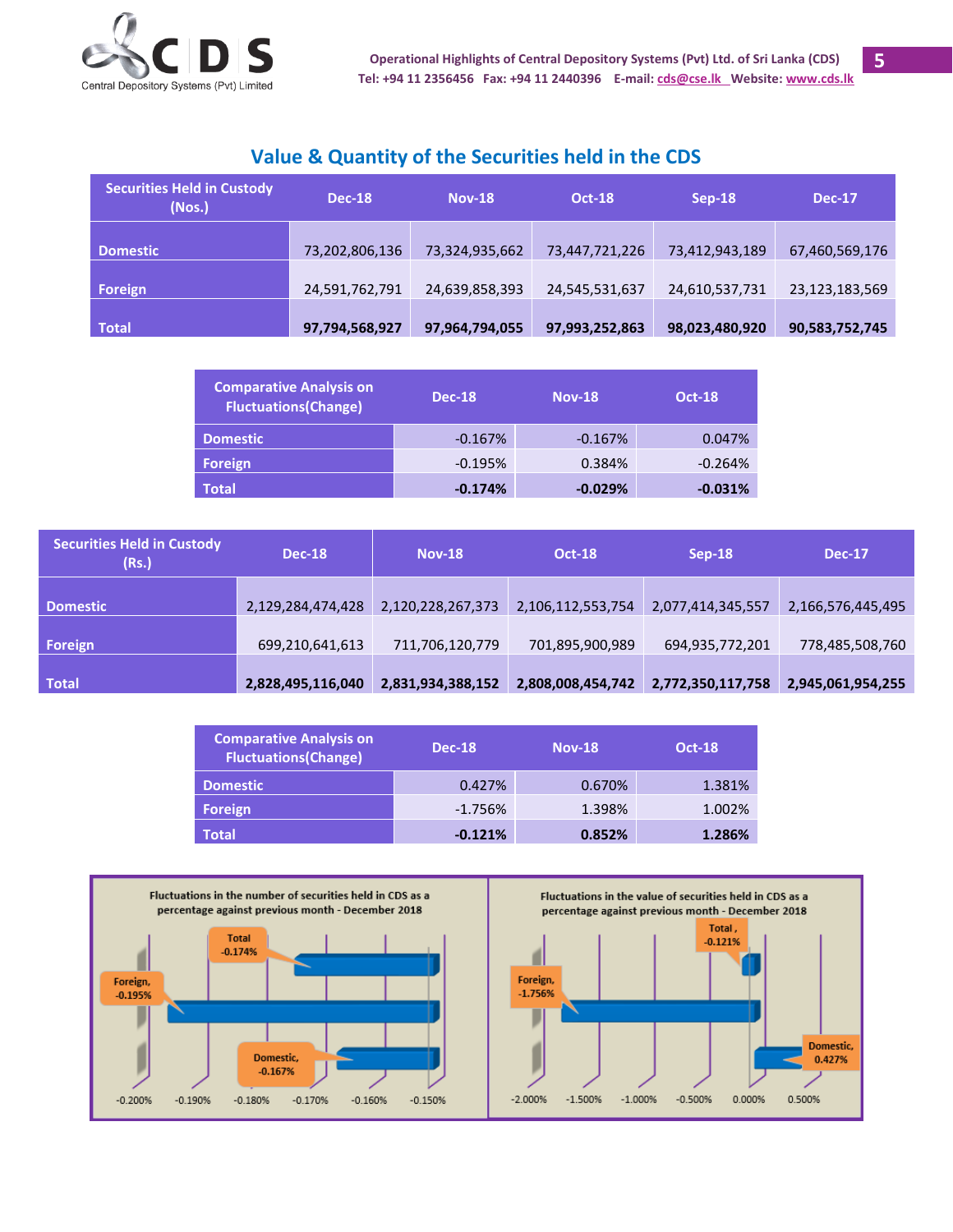## Value & Quantity of the Securities held in the CDS

| Securities Held in Custody (Nos.) | Dec-18 | Nov-18 | Oct-18 | Sep-18 | Dec-17 |
|---|---|---|---|---|---|
| Domestic | 73,202,806,136 | 73,324,935,662 | 73,447,721,226 | 73,412,943,189 | 67,460,569,176 |
| Foreign | 24,591,762,791 | 24,639,858,393 | 24,545,531,637 | 24,610,537,731 | 23,123,183,569 |
| Total | **97,794,568,927** | **97,964,794,055** | **97,993,252,863** | **98,023,480,920** | **90,583,752,745** |

| Comparative Analysis on Fluctuations(Change) | Dec-18 | Nov-18 | Oct-18 |
|---|---|---|---|
| Domestic | -0.167% | -0.167% | 0.047% |
| Foreign | -0.195% | 0.384% | -0.264% |
| Total | **-0.174%** | **-0.029%** | **-0.031%** |

| Securities Held in Custody (Rs.) | Dec-18 | Nov-18 | Oct-18 | Sep-18 | Dec-17 |
|---|---|---|---|---|---|
| Domestic | 2,129,284,474,428 | 2,120,228,267,373 | 2,106,112,553,754 | 2,077,414,345,557 | 2,166,576,445,495 |
| Foreign | 699,210,641,613 | 711,706,120,779 | 701,895,900,989 | 694,935,772,201 | 778,485,508,760 |
| Total | **2,828,495,116,040** | **2,831,934,388,152** | **2,808,008,454,742** | **2,772,350,117,758** | **2,945,061,954,255** |

| Comparative Analysis on Fluctuations(Change) | Dec-18 | Nov-18 | Oct-18 |
|---|---|---|---|
| Domestic | 0.427% | 0.670% | 1.381% |
| Foreign | -1.756% | 1.398% | 1.002% |
| Total | **-0.121%** | **0.852%** | **1.286%** |

Fluctuations in the number of securities held in CDS as a percentage against previous month - December 2018

Total, -0.174%; Foreign, -0.195%; Domestic, -0.167%

Fluctuations in the value of securities held in CDS as a percentage against previous month - December 2018

Total, -0.121%; Foreign, -1.756%; Domestic, 0.427%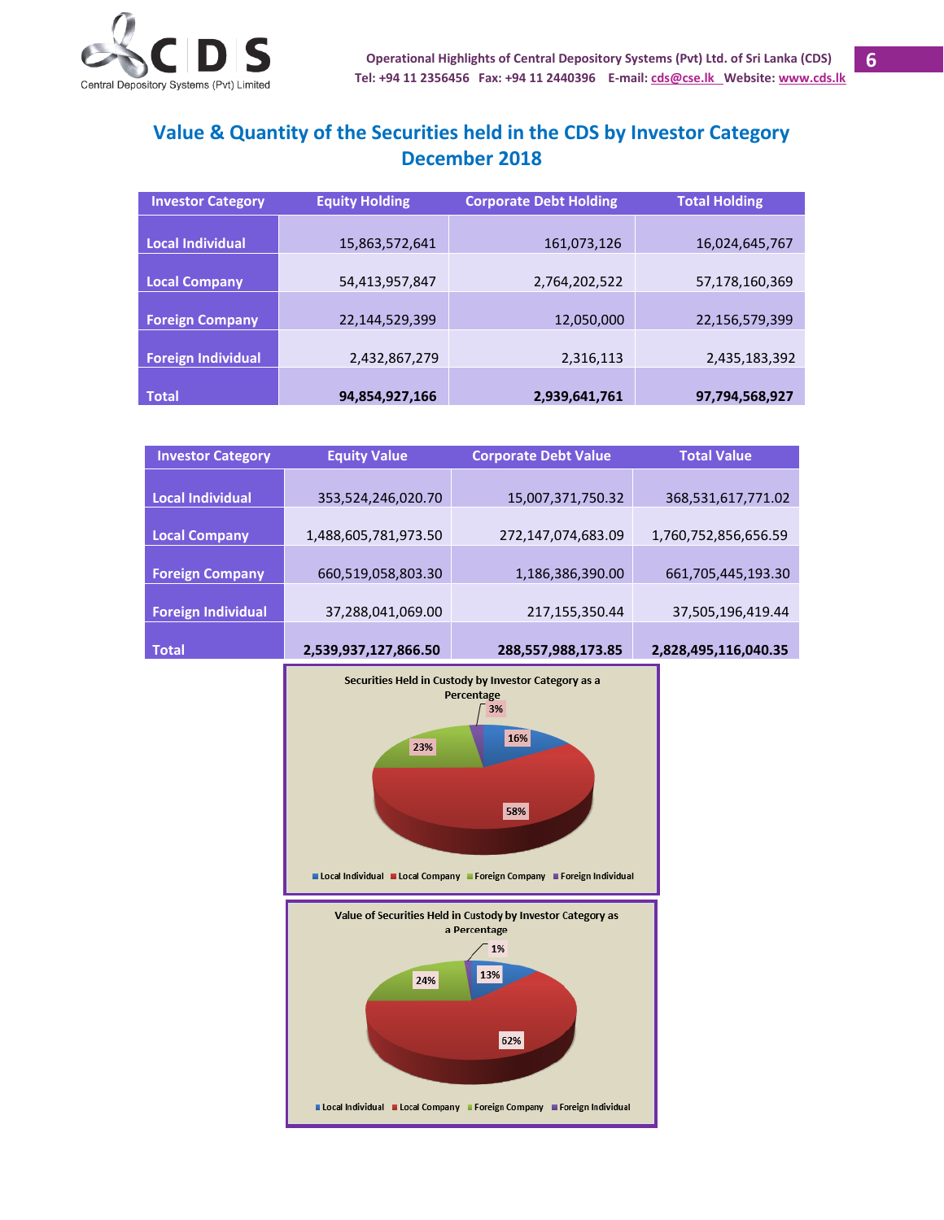# Value & Quantity of the Securities held in the CDS by Investor Category December 2018

| Investor Category | Equity Holding | Corporate Debt Holding | Total Holding |
|---|---|---|---|
| Local Individual | 15,863,572,641 | 161,073,126 | 16,024,645,767 |
| Local Company | 54,413,957,847 | 2,764,202,522 | 57,178,160,369 |
| Foreign Company | 22,144,529,399 | 12,050,000 | 22,156,579,399 |
| Foreign Individual | 2,432,867,279 | 2,316,113 | 2,435,183,392 |
| **Total** | **94,854,927,166** | **2,939,641,761** | **97,794,568,927** |

| Investor Category | Equity Value | Corporate Debt Value | Total Value |
|---|---|---|---|
| Local Individual | 353,524,246,020.70 | 15,007,371,750.32 | 368,531,617,771.02 |
| Local Company | 1,488,605,781,973.50 | 272,147,074,683.09 | 1,760,752,856,656.59 |
| Foreign Company | 660,519,058,803.30 | 1,186,386,390.00 | 661,705,445,193.30 |
| Foreign Individual | 37,288,041,069.00 | 217,155,350.44 | 37,505,196,419.44 |
| **Total** | **2,539,937,127,866.50** | **288,557,988,173.85** | **2,828,495,116,040.35** |

**Securities Held in Custody by Investor Category as a Percentage**

| Category | Percentage |
|---|---|
| Local Individual | 16% |
| Local Company | 58% |
| Foreign Company | 23% |
| Foreign Individual | 3% |

**Value of Securities Held in Custody by Investor Category as a Percentage**

| Category | Percentage |
|---|---|
| Local Individual | 13% |
| Local Company | 62% |
| Foreign Company | 24% |
| Foreign Individual | 1% |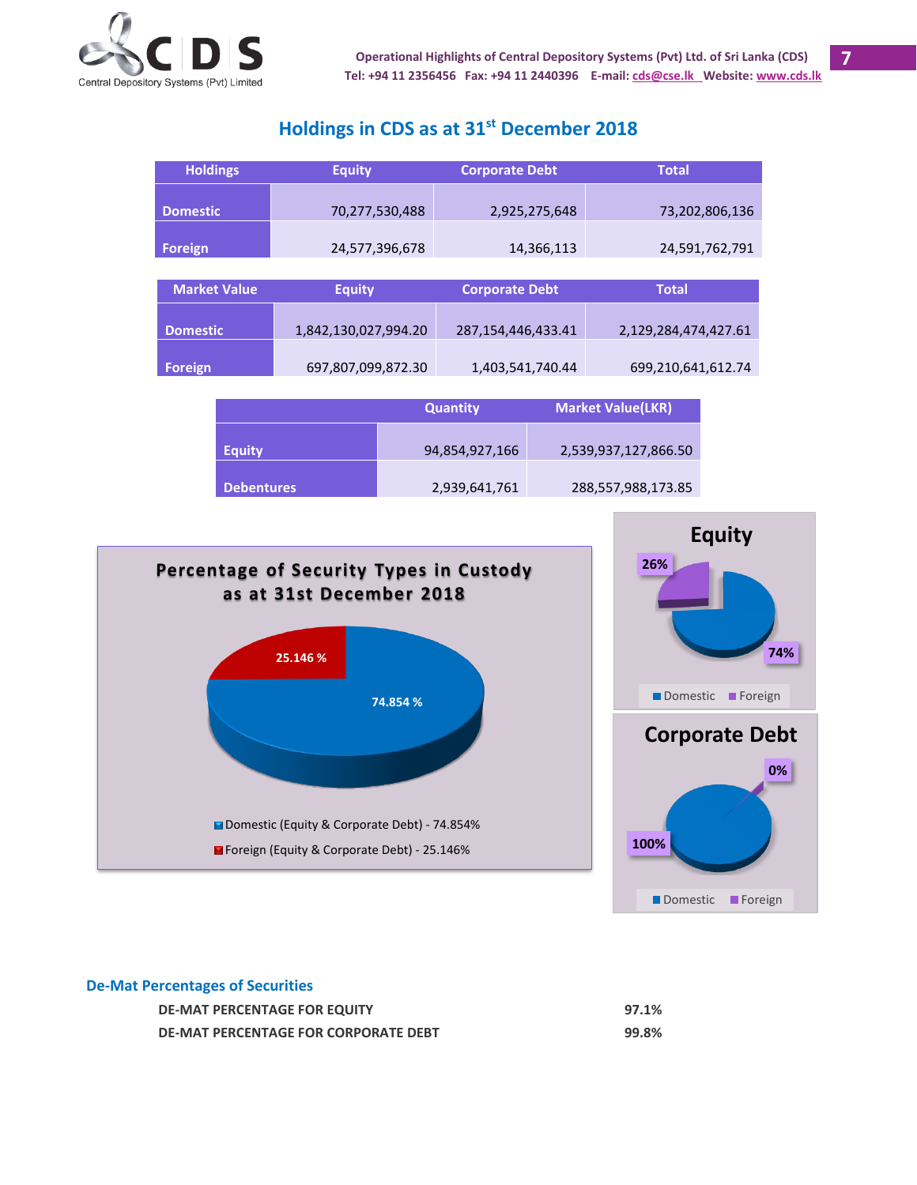## Holdings in CDS as at 31st December 2018

| Holdings | Equity | Corporate Debt | Total |
|---|---|---|---|
| Domestic | 70,277,530,488 | 2,925,275,648 | 73,202,806,136 |
| Foreign | 24,577,396,678 | 14,366,113 | 24,591,762,791 |

| Market Value | Equity | Corporate Debt | Total |
|---|---|---|---|
| Domestic | 1,842,130,027,994.20 | 287,154,446,433.41 | 2,129,284,474,427.61 |
| Foreign | 697,807,099,872.30 | 1,403,541,740.44 | 699,210,641,612.74 |

| | Quantity | Market Value(LKR) |
|---|---|---|
| Equity | 94,854,927,166 | 2,539,937,127,866.50 |
| Debentures | 2,939,641,761 | 288,557,988,173.85 |

Percentage of Security Types in Custody as at 31st December 2018

25.146 %
74.854 %

Domestic (Equity & Corporate Debt) - 74.854%
Foreign (Equity & Corporate Debt) - 25.146%

Equity

26%
74%

Domestic Foreign

Corporate Debt

0%
100%

Domestic Foreign

### De-Mat Percentages of Securities

| | |
|---|---|
| DE-MAT PERCENTAGE FOR EQUITY | 97.1% |
| DE-MAT PERCENTAGE FOR CORPORATE DEBT | 99.8% |